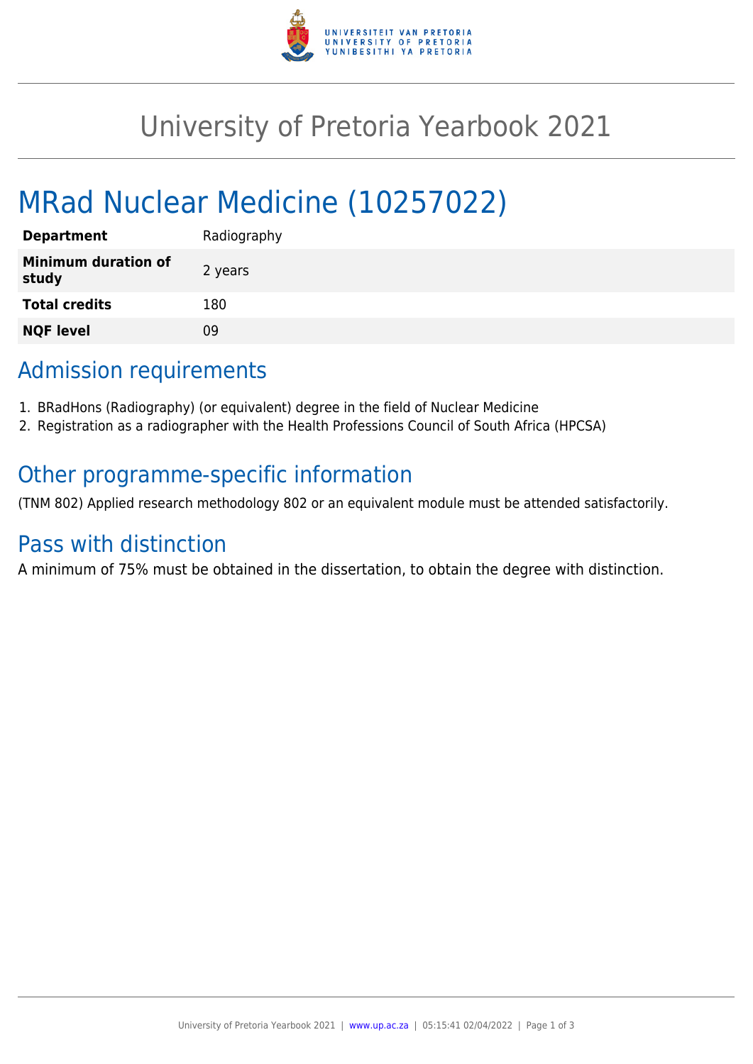# University of Pretoria Yearbook 2021

## MRad Nuclear Medicine (10257022)

| | |
|---|---|
| **Department** | Radiography |
| **Minimum duration of study** | 2 years |
| **Total credits** | 180 |
| **NQF level** | 09 |

## Admission requirements

1. BRadHons (Radiography) (or equivalent) degree in the field of Nuclear Medicine
2. Registration as a radiographer with the Health Professions Council of South Africa (HPCSA)

## Other programme-specific information

(TNM 802) Applied research methodology 802 or an equivalent module must be attended satisfactorily.

## Pass with distinction

A minimum of 75% must be obtained in the dissertation, to obtain the degree with distinction.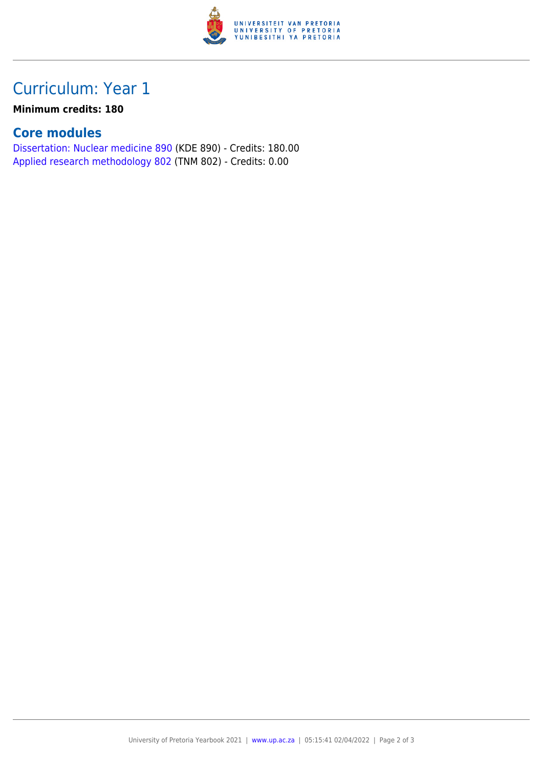# Curriculum: Year 1

**Minimum credits: 180**

## Core modules

Dissertation: Nuclear medicine 890 (KDE 890) - Credits: 180.00
Applied research methodology 802 (TNM 802) - Credits: 0.00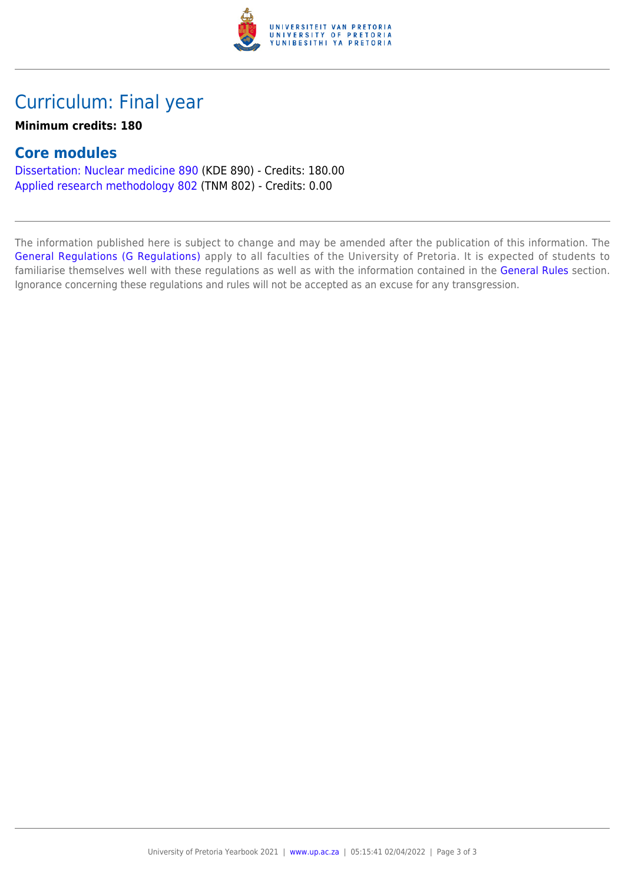# Curriculum: Final year

**Minimum credits: 180**

## Core modules

Dissertation: Nuclear medicine 890 (KDE 890) - Credits: 180.00
Applied research methodology 802 (TNM 802) - Credits: 0.00

The information published here is subject to change and may be amended after the publication of this information. The General Regulations (G Regulations) apply to all faculties of the University of Pretoria. It is expected of students to familiarise themselves well with these regulations as well as with the information contained in the General Rules section. Ignorance concerning these regulations and rules will not be accepted as an excuse for any transgression.